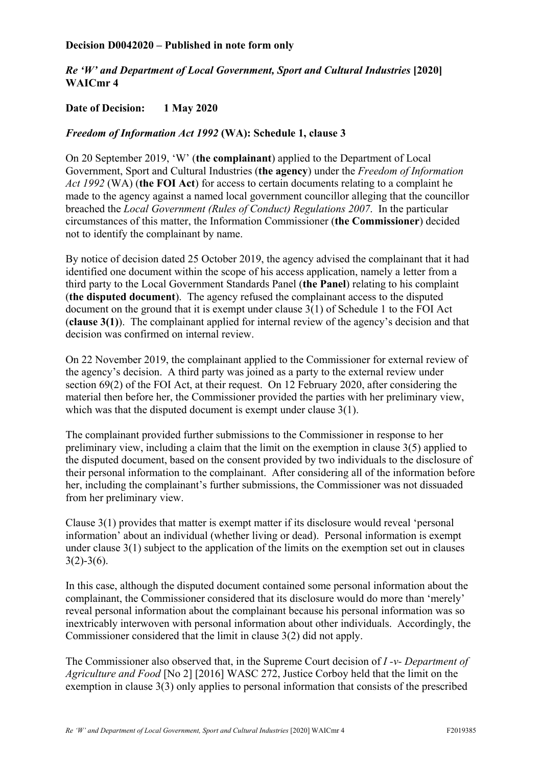**Decision D0042020 – Published in note form only**

***Re 'W' and Department of Local Government, Sport and Cultural Industries* [2020] WAICmr 4**

**Date of Decision: 1 May 2020**

***Freedom of Information Act 1992* (WA): Schedule 1, clause 3**

On 20 September 2019, 'W' (**the complainant**) applied to the Department of Local Government, Sport and Cultural Industries (**the agency**) under the *Freedom of Information Act 1992* (WA) (**the FOI Act**) for access to certain documents relating to a complaint he made to the agency against a named local government councillor alleging that the councillor breached the *Local Government (Rules of Conduct) Regulations 2007*. In the particular circumstances of this matter, the Information Commissioner (**the Commissioner**) decided not to identify the complainant by name.

By notice of decision dated 25 October 2019, the agency advised the complainant that it had identified one document within the scope of his access application, namely a letter from a third party to the Local Government Standards Panel (**the Panel**) relating to his complaint (**the disputed document**). The agency refused the complainant access to the disputed document on the ground that it is exempt under clause 3(1) of Schedule 1 to the FOI Act (**clause 3(1)**). The complainant applied for internal review of the agency's decision and that decision was confirmed on internal review.

On 22 November 2019, the complainant applied to the Commissioner for external review of the agency's decision. A third party was joined as a party to the external review under section 69(2) of the FOI Act, at their request. On 12 February 2020, after considering the material then before her, the Commissioner provided the parties with her preliminary view, which was that the disputed document is exempt under clause 3(1).

The complainant provided further submissions to the Commissioner in response to her preliminary view, including a claim that the limit on the exemption in clause 3(5) applied to the disputed document, based on the consent provided by two individuals to the disclosure of their personal information to the complainant. After considering all of the information before her, including the complainant's further submissions, the Commissioner was not dissuaded from her preliminary view.

Clause 3(1) provides that matter is exempt matter if its disclosure would reveal 'personal information' about an individual (whether living or dead). Personal information is exempt under clause 3(1) subject to the application of the limits on the exemption set out in clauses 3(2)-3(6).

In this case, although the disputed document contained some personal information about the complainant, the Commissioner considered that its disclosure would do more than 'merely' reveal personal information about the complainant because his personal information was so inextricably interwoven with personal information about other individuals. Accordingly, the Commissioner considered that the limit in clause 3(2) did not apply.

The Commissioner also observed that, in the Supreme Court decision of *I -v- Department of Agriculture and Food* [No 2] [2016] WASC 272, Justice Corboy held that the limit on the exemption in clause 3(3) only applies to personal information that consists of the prescribed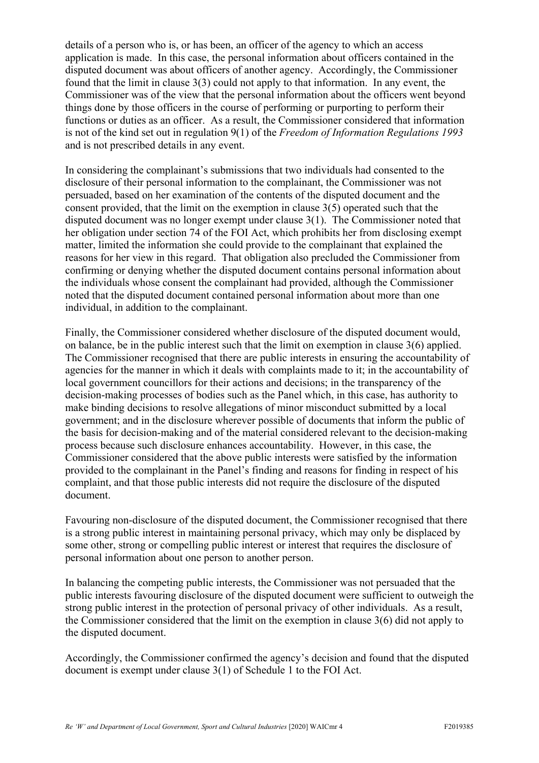details of a person who is, or has been, an officer of the agency to which an access application is made. In this case, the personal information about officers contained in the disputed document was about officers of another agency. Accordingly, the Commissioner found that the limit in clause 3(3) could not apply to that information. In any event, the Commissioner was of the view that the personal information about the officers went beyond things done by those officers in the course of performing or purporting to perform their functions or duties as an officer. As a result, the Commissioner considered that information is not of the kind set out in regulation 9(1) of the *Freedom of Information Regulations 1993* and is not prescribed details in any event.

In considering the complainant's submissions that two individuals had consented to the disclosure of their personal information to the complainant, the Commissioner was not persuaded, based on her examination of the contents of the disputed document and the consent provided, that the limit on the exemption in clause 3(5) operated such that the disputed document was no longer exempt under clause 3(1). The Commissioner noted that her obligation under section 74 of the FOI Act, which prohibits her from disclosing exempt matter, limited the information she could provide to the complainant that explained the reasons for her view in this regard. That obligation also precluded the Commissioner from confirming or denying whether the disputed document contains personal information about the individuals whose consent the complainant had provided, although the Commissioner noted that the disputed document contained personal information about more than one individual, in addition to the complainant.

Finally, the Commissioner considered whether disclosure of the disputed document would, on balance, be in the public interest such that the limit on exemption in clause 3(6) applied. The Commissioner recognised that there are public interests in ensuring the accountability of agencies for the manner in which it deals with complaints made to it; in the accountability of local government councillors for their actions and decisions; in the transparency of the decision-making processes of bodies such as the Panel which, in this case, has authority to make binding decisions to resolve allegations of minor misconduct submitted by a local government; and in the disclosure wherever possible of documents that inform the public of the basis for decision-making and of the material considered relevant to the decision-making process because such disclosure enhances accountability. However, in this case, the Commissioner considered that the above public interests were satisfied by the information provided to the complainant in the Panel's finding and reasons for finding in respect of his complaint, and that those public interests did not require the disclosure of the disputed document.

Favouring non-disclosure of the disputed document, the Commissioner recognised that there is a strong public interest in maintaining personal privacy, which may only be displaced by some other, strong or compelling public interest or interest that requires the disclosure of personal information about one person to another person.

In balancing the competing public interests, the Commissioner was not persuaded that the public interests favouring disclosure of the disputed document were sufficient to outweigh the strong public interest in the protection of personal privacy of other individuals. As a result, the Commissioner considered that the limit on the exemption in clause 3(6) did not apply to the disputed document.

Accordingly, the Commissioner confirmed the agency's decision and found that the disputed document is exempt under clause 3(1) of Schedule 1 to the FOI Act.